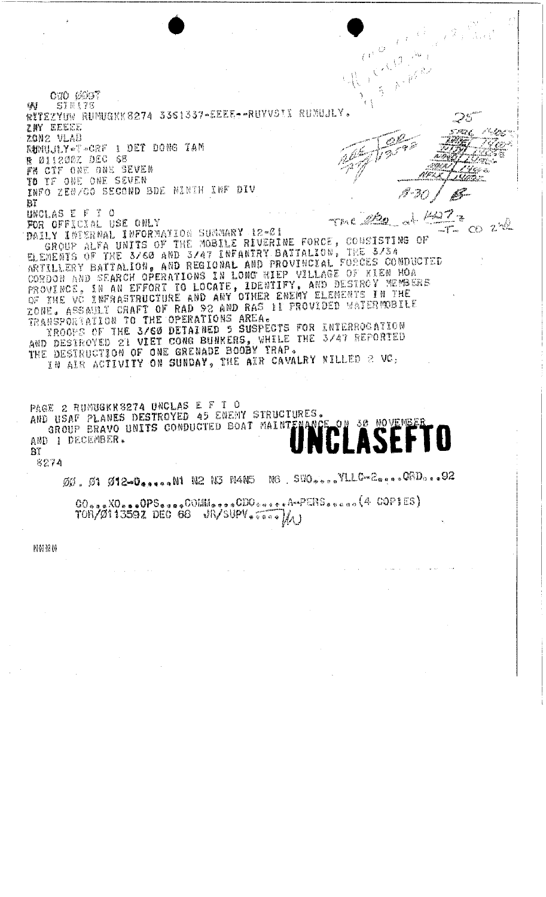CWO ØØØ7
W STB175
RTTEZYUW RUMUGKK8274 3361337-EEEE--RUYVSTI RUMUJLY.
ZNY EEEEE
ZONE VLAD
RUMUJLY-T-CRF 1 DET DONG TAM
R Ø1120ØZ DEC 68
FM CTF ONE ONE SEVEN
TO TF ONE ONE SEVEN
INFO ZEN/CO SECOND BDE NINTH INF DIV
BT
UNCLAS E F T O
FOR OFFICIAL USE ONLY
DAILY INTERNAL INFORMATION SUMMARY 12-Ø1

GROUP ALFA UNITS OF THE MOBILE RIVERINE FORCE, CONSISTING OF ELEMENTS OF THE 3/6Ø AND 3/47 INFANTRY BATTALION, THE 3/34 ARTILLERY BATTALION, AND REGIONAL AND PROVINCIAL FORCES CONDUCTED CORDON AND SEARCH OPERATIONS IN LONG HIEP VILLAGE OF KIEN HOA PROVINCE, IN AN EFFORT TO LOCATE, IDENTIFY, AND DESTROY MEMBERS OF THE VC INFRASTRUCTURE AND ANY OTHER ENEMY ELEMENTS IN THE ZONE. ASSAULT CRAFT OF RAD 92 AND RAS 11 PROVIDED WATERMOBILE TRANSPORTATION TO THE OPERATIONS AREA.

TROOPS OF THE 3/6Ø DETAINED 5 SUSPECTS FOR INTERROGATION AND DESTROYED 21 VIET CONG BUNKERS, WHILE THE 3/47 REPORTED THE DESTRUCTION OF ONE GRENADE BOOBY TRAP.

IN AIR ACTIVITY ON SUNDAY, THE AIR CAVALRY KILLED 2 VC,

PAGE 2 RUMUGKK8274 UNCLAS E F T O
AND USAF PLANES DESTROYED 45 ENEMY STRUCTURES.

GROUP BRAVO UNITS CONDUCTED BOAT MAINTENANCE ON 3Ø NOVEMBER AND 1 DECEMBER.
BT
8274

**UNCLASEFTO**

ØØ. Ø1 Ø12-Ø.....N1 N2 N3 N4N5 N6 . SWO....YLLC-2....CRD...92

CO...XO...OPS....COMM....CDO.....A-PERS.....(4 COPIES)
TOR/Ø11359Z DEC 68 JR/SUPV.....

NNNN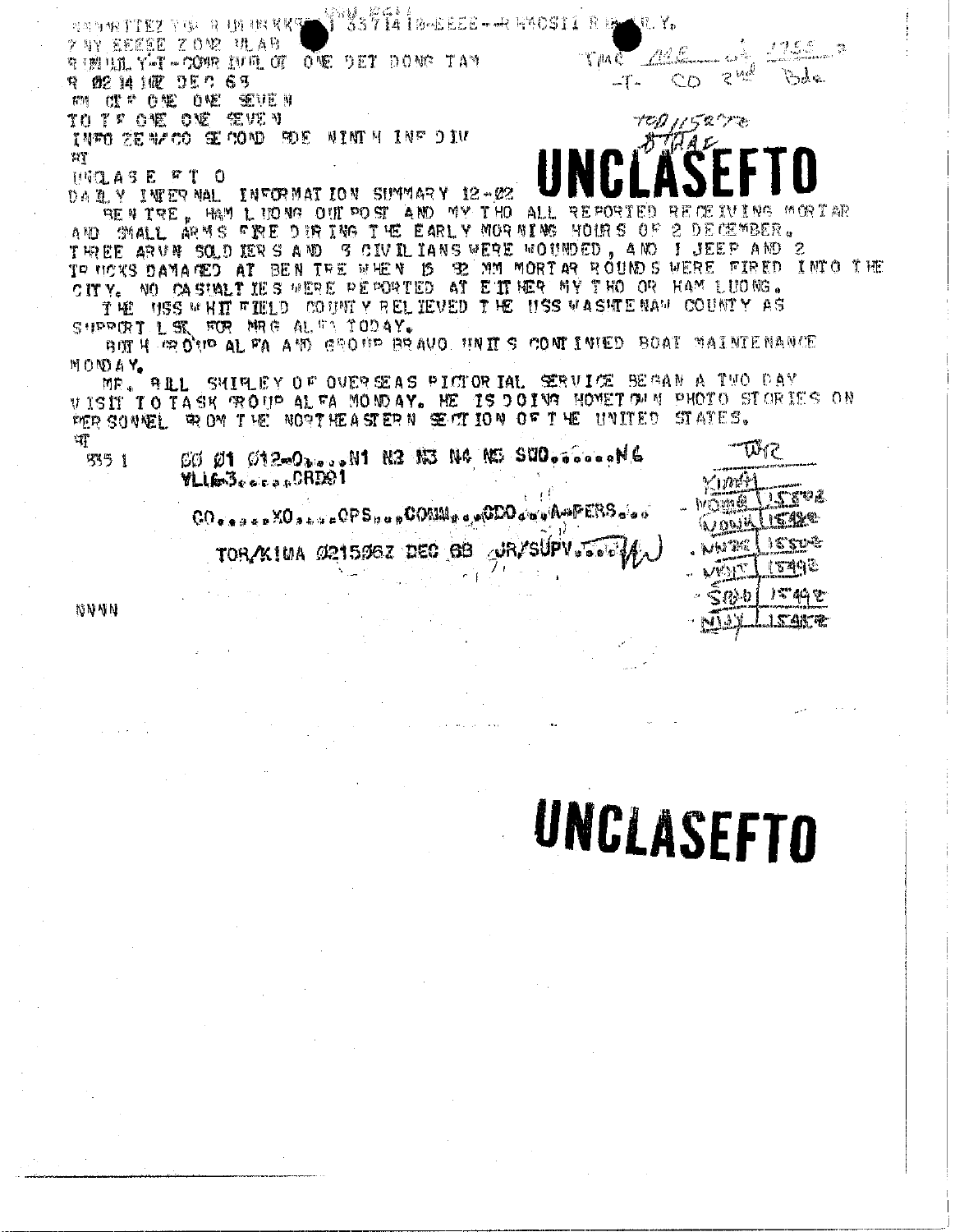```
RMMRTTEZ YGA R UN UN RKS  53714 18-EEEE--RHMOSII R   LY.
ZNY EEESE ZONE ULAB
R DMUUL Y-T-COMR IVPL OF ONE DET DONG TAM
R 021410Z DEC 68
FM CTF ONE ONE SEVEN
TO TF ONE ONE SEVEN
INFO ZEN/CO SECOND BDE NINTH INF DIV
BT
UNCLAS E F T O
DAILY INTERNAL INFORMATION SUMMARY 12-02
```

TMC ME ... 1755 ...
-T- CO 2nd Bde

TOD 1158 ...

# UNCLASEFTO

BEN TRE, HAM LUONG OUTPOST AND MY THO ALL REPORTED RECEIVING MORTAR AND SMALL ARMS FIRE DURING THE EARLY MORNING HOURS OF 2 DECEMBER. THREE ARVN SOLDIERS AND 3 CIVILIANS WERE WOUNDED, AND 1 JEEP AND 2 TRUCKS DAMAGED AT BEN TRE WHEN 15 82 MM MORTAR ROUNDS WERE FIRED INTO THE CITY. NO CASUALTIES WERE REPORTED AT EITHER MY THO OR HAM LUONG.

THE USS WHITFIELD COUNTY RELIEVED THE USS WASHTENAW COUNTY AS SUPPORT LST FOR MRG ALFA TODAY.

BOTH GROUP ALFA AND GROUP BRAVO UNITS CONTINUED BOAT MAINTENANCE MONDAY.

MR. BILL SHIPLEY OF OVERSEAS PICTORIAL SERVICE BEGAN A TWO DAY VISIT TO TASK GROUP ALFA MONDAY. HE IS DOING HOMETOWN PHOTO STORIES ON PERSONNEL FROM THE NORTHEASTERN SECTION OF THE UNITED STATES.

BT

535 1 &nbsp;&nbsp; CO 01 012-0.....N1 N2 N3 N4 N5 SUO........N6
YLL6-3......CRD01

CO......XO......OPS....COMM.....CDO.....A-PERS.....

TOR/KIMA 021596Z DEC 68 JR/SUPV......

| | |
|---|---|
| KIMA | |
| MOMB | 1558Z |
| WONA | 1559Z |
| NKRC | 1550Z |
| VBIT | 1549Z |
| SOAB | 1549Z |
| NJAY | 1548Z |

NNNN

# UNCLASEFTO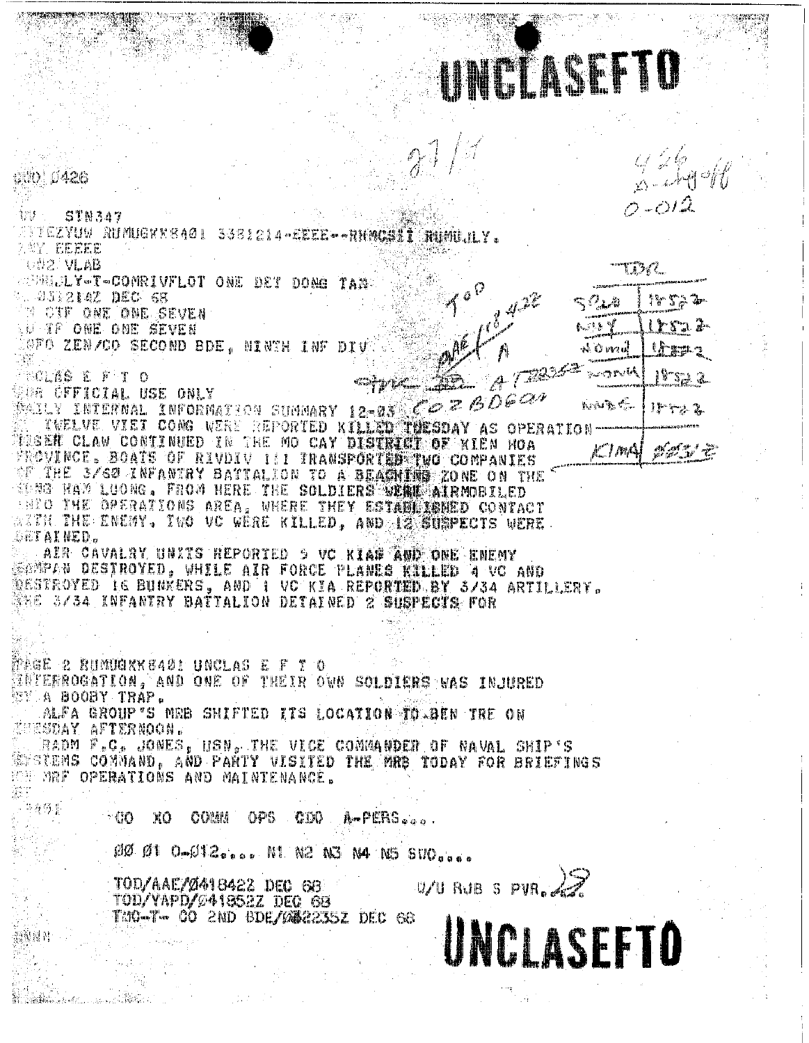# UNCLASEFTO

000 0426

27/1

426
2-Aug-68
0-012

VV STN347

...TEZYUW RUMUGKK8401 3381214-EEEE--RHMCSII RUMUJLY.

...Y EEEEE

...Z VLAB

...ULY-T-COMRIVFLOT ONE DET DONG TAM

... 031214Z DEC 68

... CTF ONE ONE SEVEN

... TF ONE ONE SEVEN

...FO ZEN/CO SECOND BDE, NINTH INF DIV

...

...CLAS E F T O

...R OFFICIAL USE ONLY

...ILY INTERNAL INFORMATION SUMMARY 12-03

... TWELVE VIET CONG WERE REPORTED KILLED TUESDAY AS OPERATION ...ISER CLAW CONTINUED IN THE MO CAY DISTRICT OF KIEN HOA ...ROVINCE. BOATS OF RIVDIV 111 TRANSPORTED TWO COMPANIES ...F THE 3/60 INFANTRY BATTALION TO A BEACHING ZONE ON THE ...UNG HAM LUONG. FROM HERE THE SOLDIERS WERE AIRMOBILED ...NTO THE OPERATIONS AREA, WHERE THEY ESTABLISHED CONTACT ...ITH THE ENEMY. TWO VC WERE KILLED, AND 12 SUSPECTS WERE ...ETAINED.

AIR CAVALRY UNITS REPORTED 5 VC KIAS AND ONE ENEMY ...AMPAN DESTROYED, WHILE AIR FORCE PLANES KILLED 4 VC AND DESTROYED 16 BUNKERS, AND 1 VC KIA REPORTED BY 3/34 ARTILLERY. ...E 3/34 INFANTRY BATTALION DETAINED 2 SUSPECTS FOR

PAGE 2 RUMUGKK8401 UNCLAS E F T O

INTERROGATION, AND ONE OF THEIR OWN SOLDIERS WAS INJURED ...Y A BOOBY TRAP.

ALFA GROUP'S MRB SHIFTED ITS LOCATION TO BEN TRE ON ...UESDAY AFTERNOON.

RADM F.C. JONES, USN, THE VICE COMMANDER OF NAVAL SHIP'S ...YSTEMS COMMAND, AND PARTY VISITED THE MRB TODAY FOR BRIEFINGS ... MRF OPERATIONS AND MAINTENANCE.

...

...8401

CO XO COMM OPS CDO A-PERS....

00 01 0-012.... N1 N2 N3 N4 N5 SUO....

TOD/AAE/041842Z DEC 68 U/U RJB S PVR...
TOD/YAPD/041852Z DEC 68
TMO-T- CO 2ND BDE/042235Z DEC 68

| TOR | |
|---|---|
| S?LA | 1852Z |
| N?4 | 1852Z |
| ?omd | 1852Z |
| ?ONK | 1852Z |
| NNBG | 1852Z |
| KIMA | 2025Z |

TOD AAE/1842Z A
?NC ?A A/T2235Z
CO 2 BDE ??

# UNCLASEFTO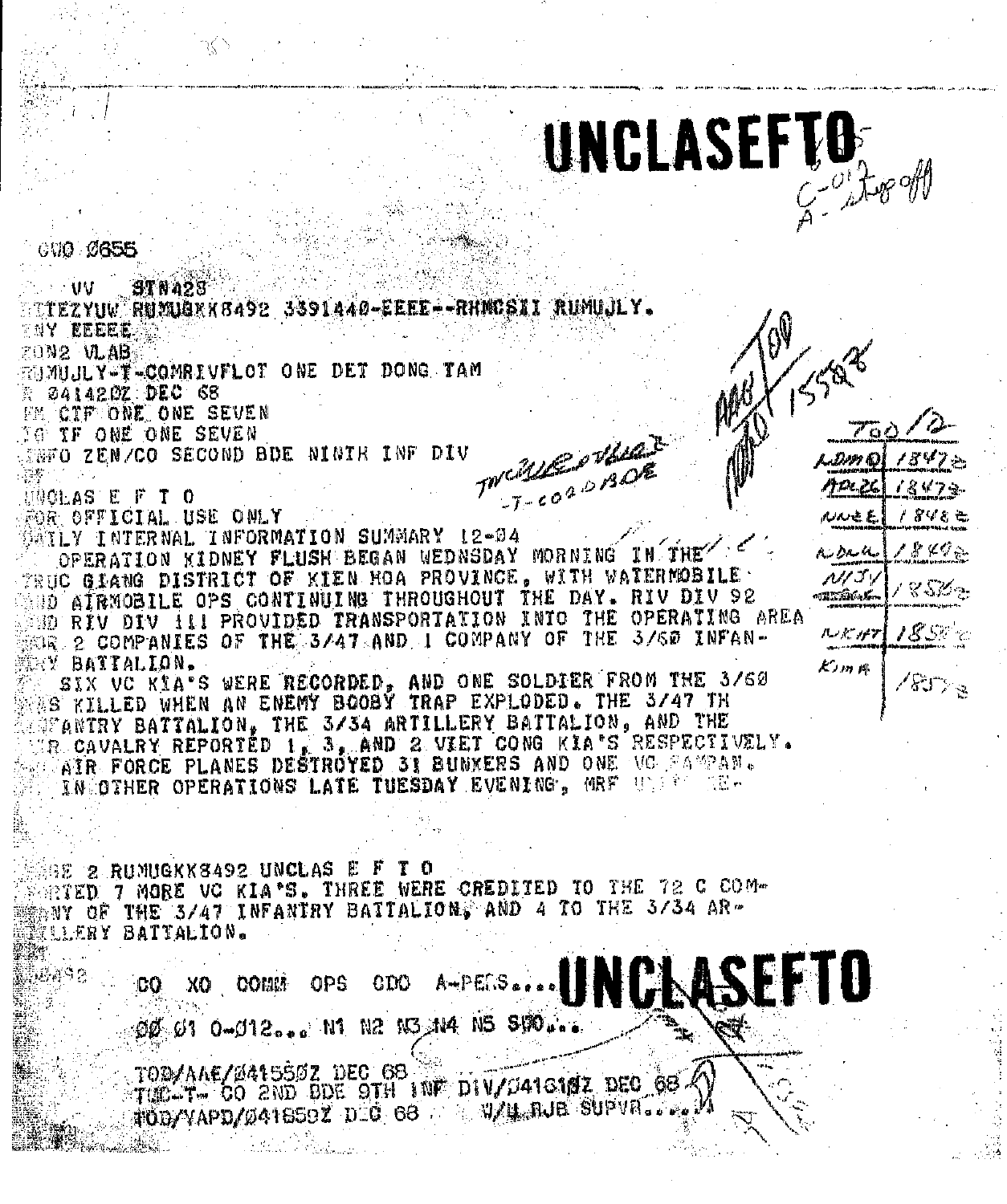# UNCLASEFTO

C-01 A-staff off

GWO 0655

VV STN428
ZTEZYUW RUMUGKK8492 3391440-EEEE--RHMCSII RUMUJLY.
ZNY EEEEE
ZON2 VLAB
RUMUJLY-T-COMRIVFLOT ONE DET DONG TAM
R 041420Z DEC 68
FM CTF ONE ONE SEVEN
TO TF ONE ONE SEVEN
INFO ZEN/CO SECOND BDE NINTH INF DIV

UNCLAS E F T O
FOR OFFICIAL USE ONLY
DAILY INTERNAL INFORMATION SUMMARY 12-04

OPERATION KIDNEY FLUSH BEGAN WEDNSDAY MORNING IN THE TRUC GIANG DISTRICT OF KIEN HOA PROVINCE, WITH WATERMOBILE AND AIRMOBILE OPS CONTINUING THROUGHOUT THE DAY. RIV DIV 92 AND RIV DIV 111 PROVIDED TRANSPORTATION INTO THE OPERATING AREA FOR 2 COMPANIES OF THE 3/47 AND 1 COMPANY OF THE 3/60 INFANTRY BATTALION.

SIX VC KIA'S WERE RECORDED, AND ONE SOLDIER FROM THE 3/60 WAS KILLED WHEN AN ENEMY BOOBY TRAP EXPLODED. THE 3/47 TH INFANTRY BATTALION, THE 3/34 ARTILLERY BATTALION, AND THE AIR CAVALRY REPORTED 1, 3, AND 2 VIET CONG KIA'S RESPECTIVELY. AIR FORCE PLANES DESTROYED 31 BUNKERS AND ONE VC SAMPAN.

IN OTHER OPERATIONS LATE TUESDAY EVENING, MRF UNITS RE-

PAGE 2 RUMUGKK8492 UNCLAS E F T O
PORTED 7 MORE VC KIA'S. THREE WERE CREDITED TO THE 72 C COMPANY OF THE 3/47 INFANTRY BATTALION, AND 4 TO THE 3/34 ARTILLERY BATTALION.

8492

CO XO COMM OPS CDO A-PERS.... **UNCLASEFTO**

00 01 0-012... N1 N2 N3 N4 N5 S00...

TOD/AAE/041550Z DEC 68
TUC-T- CO 2ND BDE 9TH INF DIV/041610Z DEC 68
TOD/YAPD/041650Z DEC 68 W/4 RJB SUPVR....

TWCILLE - T-CO 2D BDE

NAB TOD 1558
NOBO

| TOD | 12 |
|---|---|
| ADMO | 1847 |
| ADC26 | 1847 |
| NNEE | 1848 |
| ADLL | 1849 |
| N/JY | 1850 |
| NKHT | 1850 |
| KIMA | 1857 |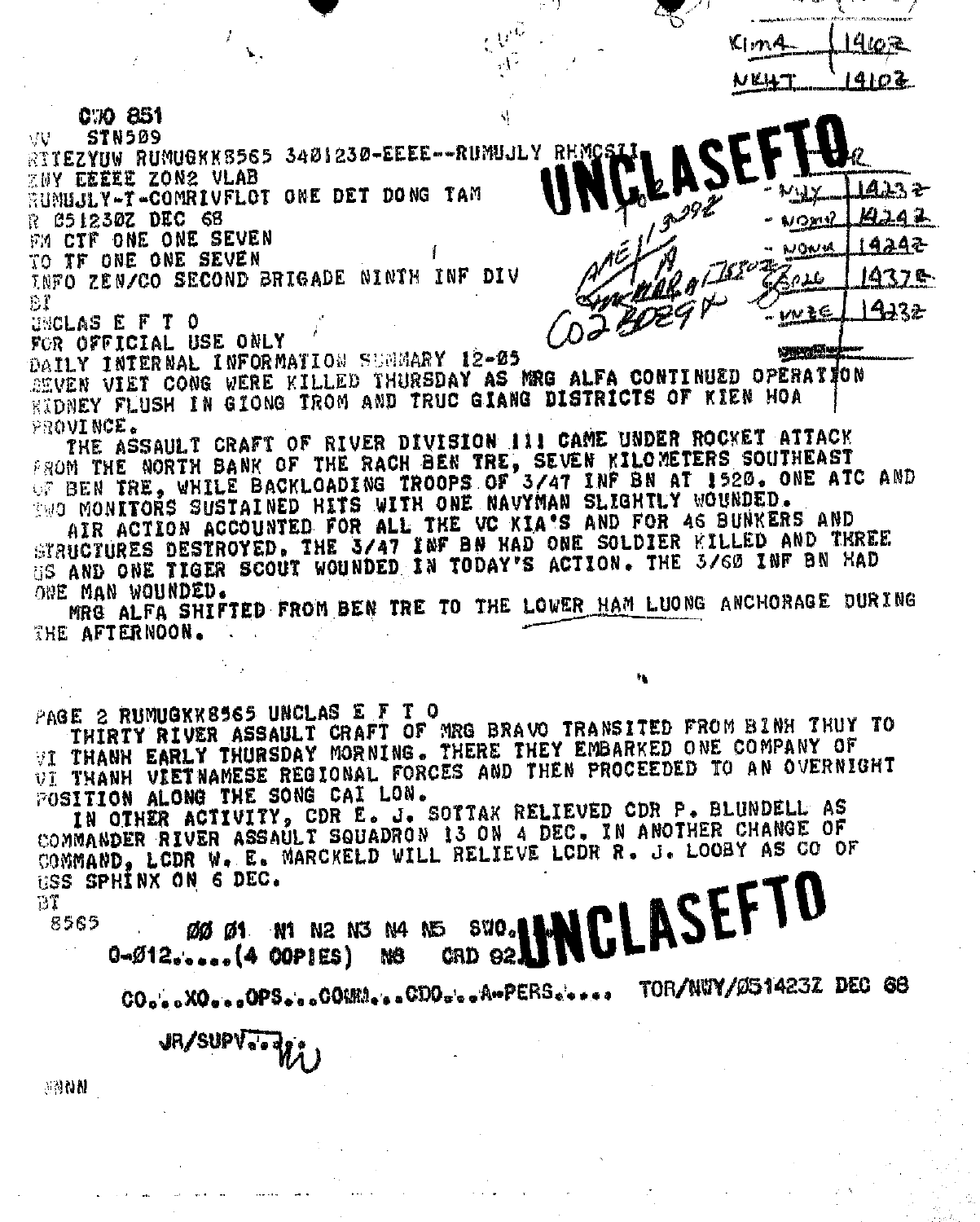KIMA 14102
NK4T 14102

CWO 851
VV STN509
RTTEZYUW RUMUGKK8565 3401230-EEEE--RUMUJLY RHMCS
ZNY EEEEE ZON2 VLAB
RUMUJLY-T-COMRIVFLOT ONE DET DONG TAM
R 051230Z DEC 68
FM CTF ONE ONE SEVEN
TO TF ONE ONE SEVEN
INFO ZEN/CO SECOND BRIGADE NINTH INF DIV
BT

**UNCLASEFTO**

- MILY 14232
- NOMP 14242
- NOWA 14242
- 14378
- VN2E 14232

UNCLAS E F T O
FOR OFFICIAL USE ONLY
DAILY INTERNAL INFORMATION SUMMARY 12-05
SEVEN VIET CONG WERE KILLED THURSDAY AS MRG ALFA CONTINUED OPERATION KIDNEY FLUSH IN GIONG TROM AND TRUC GIANG DISTRICTS OF KIEN HOA PROVINCE.

THE ASSAULT CRAFT OF RIVER DIVISION 111 CAME UNDER ROCKET ATTACK FROM THE NORTH BANK OF THE RACH BEN TRE, SEVEN KILOMETERS SOUTHEAST OF BEN TRE, WHILE BACKLOADING TROOPS OF 3/47 INF BN AT 1520. ONE ATC AND TWO MONITORS SUSTAINED HITS WITH ONE NAVYMAN SLIGHTLY WOUNDED.

AIR ACTION ACCOUNTED FOR ALL THE VC KIA'S AND FOR 46 BUNKERS AND STRUCTURES DESTROYED. THE 3/47 INF BN HAD ONE SOLDIER KILLED AND THREE US AND ONE TIGER SCOUT WOUNDED IN TODAY'S ACTION. THE 3/60 INF BN HAD ONE MAN WOUNDED.

MRG ALFA SHIFTED FROM BEN TRE TO THE LOWER HAM LUONG ANCHORAGE DURING THE AFTERNOON.

PAGE 2 RUMUGKK8565 UNCLAS E F T O

THIRTY RIVER ASSAULT CRAFT OF MRG BRAVO TRANSITED FROM BINH THUY TO VI THANH EARLY THURSDAY MORNING. THERE THEY EMBARKED ONE COMPANY OF VI THANH VIETNAMESE REGIONAL FORCES AND THEN PROCEEDED TO AN OVERNIGHT POSITION ALONG THE SONG CAI LON.

IN OTHER ACTIVITY, CDR E. J. SOTTAK RELIEVED CDR P. BLUNDELL AS COMMANDER RIVER ASSAULT SQUADRON 13 ON 4 DEC. IN ANOTHER CHANGE OF COMMAND, LCDR W. E. MARCKELD WILL RELIEVE LCDR R. J. LOOBY AS CO OF USS SPHINX ON 6 DEC.
BT
8565

00 01 N1 N2 N3 N4 N5 SWO.
0-012.....(4 COPIES) N8 CRD 92

**UNCLASEFTO**

CO....XO....OPS....COMM....CDO....A-PERS..... TOR/NWY/051423Z DEC 68

JR/SUPV....

NNNN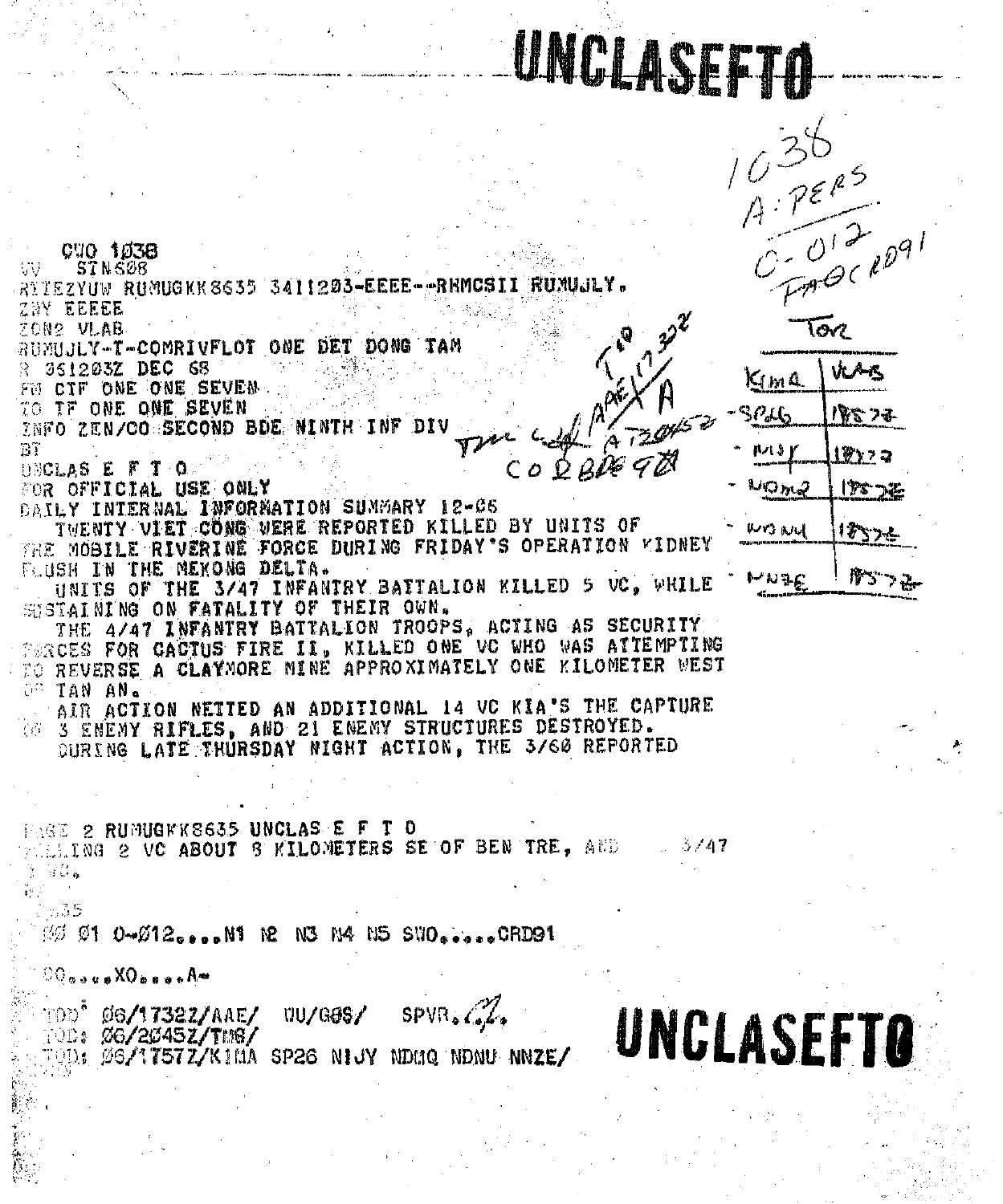# UNCLASEFTO

1038
A: PERS
C-012
FAOCRD91

```
CWO 1038
VV STN508
RTTEZYUW RUMUGKK8635 3411203-EEEE--RHMCSII RUMUJLY.
ZNY EEEEE
ZON2 VLAB
RUMUJLY-T-COMRIVFLOT ONE DET DONG TAM
R 061203Z DEC 68
FM CTF ONE ONE SEVEN
TO TF ONE ONE SEVEN
INFO ZEN/CO SECOND BDE NINTH INF DIV
BT
UNCLAS E F T O
FOR OFFICIAL USE ONLY
DAILY INTERNAL INFORMATION SUMMARY 12-06
   TWENTY VIET CONG WERE REPORTED KILLED BY UNITS OF
THE MOBILE RIVERINE FORCE DURING FRIDAY'S OPERATION KIDNEY
FLUSH IN THE MEKONG DELTA.
   UNITS OF THE 3/47 INFANTRY BATTALION KILLED 5 VC, WHILE
SUSTAINING ON FATALITY OF THEIR OWN.
   THE 4/47 INFANTRY BATTALION TROOPS, ACTING AS SECURITY
FORCES FOR CACTUS FIRE II, KILLED ONE VC WHO WAS ATTEMPTING
TO REVERSE A CLAYMORE MINE APPROXIMATELY ONE KILOMETER WEST
OF TAN AN.
   AIR ACTION NETTED AN ADDITIONAL 14 VC KIA'S THE CAPTURE
OF 3 ENEMY RIFLES, AND 21 ENEMY STRUCTURES DESTROYED.
   DURING LATE THURSDAY NIGHT ACTION, THE 3/60 REPORTED
```

T10 AAE/17322 A
The CG AT20045Z
CO 2BDE 9TH

| TOR | |
|---|---|
| KIMA | VLAB |
| SP26 | 1757Z |
| NIJY | 1757Z |
| NDMQ | 1757Z |
| NDNU | 1757Z |
| NNZE | 1757Z |

```
PAGE 2 RUMUGKK8635 UNCLAS E F T O
KILLING 2 VC ABOUT 8 KILOMETERS SE OF BEN TRE, AND   3/47
3 VC.
BT
8635
00 01 0-012....N1 N2 N3 N4 N5 SWO.....CRD91

CO.....XO.....A-

TOD: 06/1732Z/AAE/  WU/G0S/  SPVR.
TOD: 06/2045Z/TMS/
TOD: 06/1757Z/KIMA SP26 NIJY NDMQ NDNU NNZE/
```

# UNCLASEFTO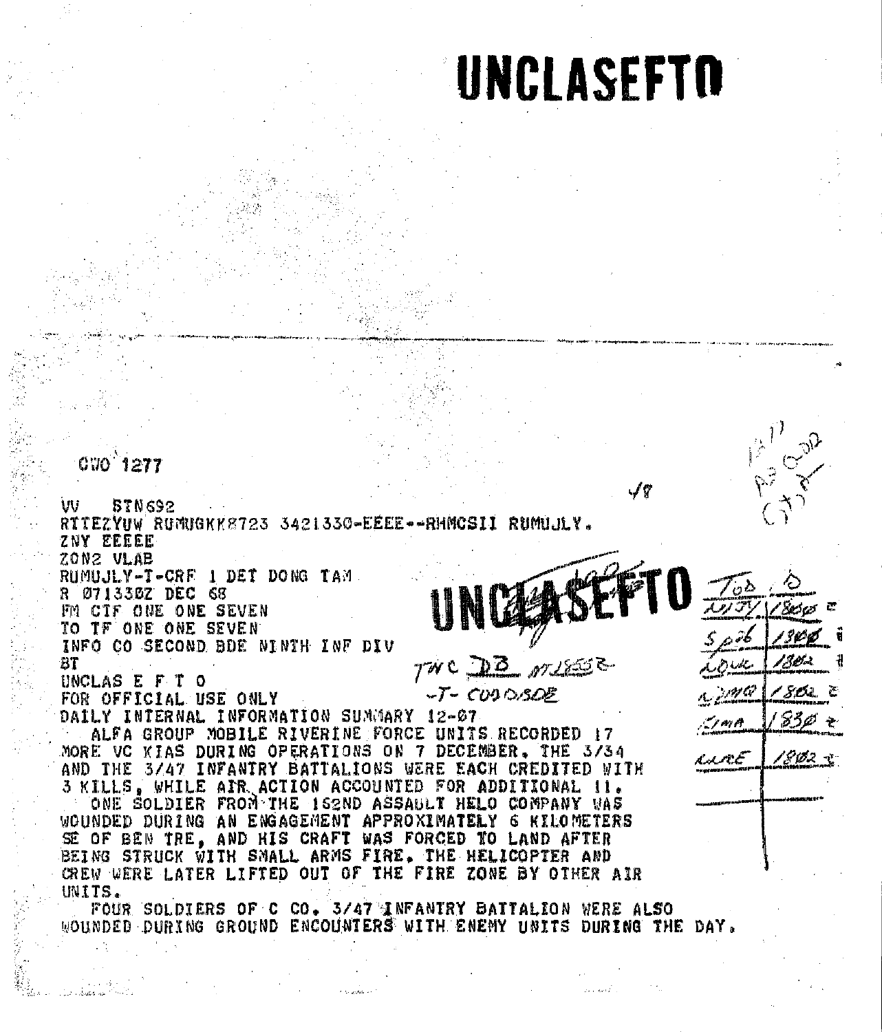# UNCLASEFTO

CWO 1277

VV STN692
RTTEZYUW RUMUGKK8723 3421330-EEEE--RHMCSII RUMUJLY.
ZNY EEEEE
ZON2 VLAB
RUMUJLY-T-CRF 1 DET DONG TAM
R 071330Z DEC 68
FM CTF ONE ONE SEVEN
TO TF ONE ONE SEVEN
INFO CO SECOND BDE NINTH INF DIV
BT
UNCLAS E F T O
FOR OFFICIAL USE ONLY
DAILY INTERNAL INFORMATION SUMMARY 12-07

ALFA GROUP MOBILE RIVERINE FORCE UNITS RECORDED 17 MORE VC KIAS DURING OPERATIONS ON 7 DECEMBER. THE 3/34 AND THE 3/47 INFANTRY BATTALIONS WERE EACH CREDITED WITH 3 KILLS, WHILE AIR ACTION ACCOUNTED FOR ADDITIONAL 11.

ONE SOLDIER FROM THE 162ND ASSAULT HELO COMPANY WAS WOUNDED DURING AN ENGAGEMENT APPROXIMATELY 6 KILOMETERS SE OF BEN TRE, AND HIS CRAFT WAS FORCED TO LAND AFTER BEING STRUCK WITH SMALL ARMS FIRE. THE HELICOPTER AND CREW WERE LATER LIFTED OUT OF THE FIRE ZONE BY OTHER AIR UNITS.

FOUR SOLDIERS OF C CO. 3/47 INFANTRY BATTALION WERE ALSO WOUNDED DURING GROUND ENCOUNTERS WITH ENEMY UNITS DURING THE DAY.

**UNCLASEFTO**

TWC DB 071855Z
-T- CUDOBDE

| TOD | D |
|---|---|
| NJTY | 1800 Z |
| Spc6 | 1800 Z |
| LOUK | 1802 Z |
| 42MQ | 1802 Z |
| ZMA | 1830 Z |
| RARE | 1802 Z |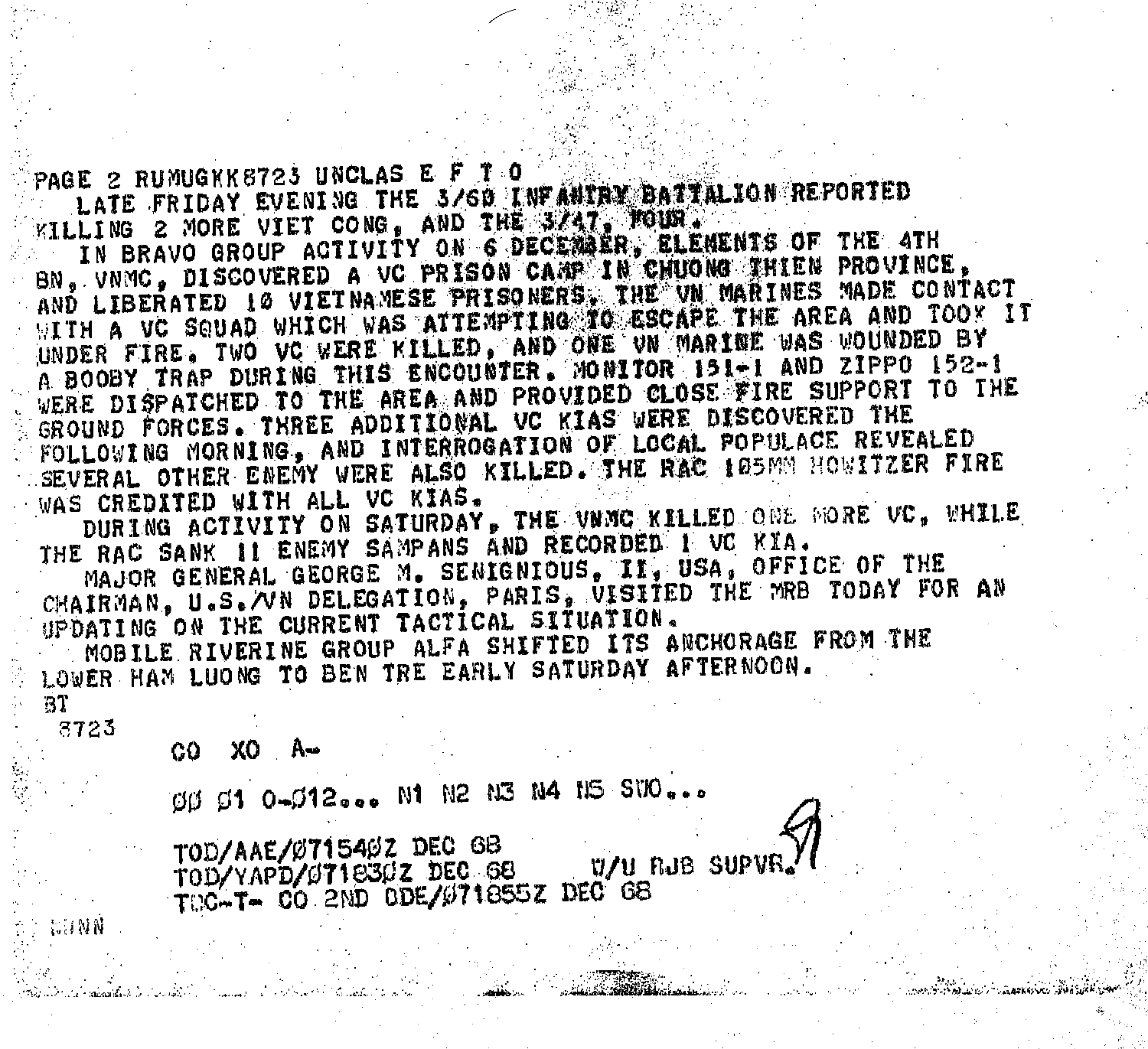PAGE 2 RUMUGKK8723 UNCLAS E F T O

LATE FRIDAY EVENING THE 3/60 INFANTRY BATTALION REPORTED KILLING 2 MORE VIET CONG, AND THE 3/47, FOUR.

IN BRAVO GROUP ACTIVITY ON 6 DECEMBER, ELEMENTS OF THE 4TH BN, VNMC, DISCOVERED A VC PRISON CAMP IN CHUONG THIEN PROVINCE, AND LIBERATED 10 VIETNAMESE PRISONERS. THE VN MARINES MADE CONTACT WITH A VC SQUAD WHICH WAS ATTEMPTING TO ESCAPE THE AREA AND TOOK IT UNDER FIRE. TWO VC WERE KILLED, AND ONE VN MARINE WAS WOUNDED BY A BOOBY TRAP DURING THIS ENCOUNTER. MONITOR 151-1 AND ZIPPO 152-1 WERE DISPATCHED TO THE AREA AND PROVIDED CLOSE FIRE SUPPORT TO THE GROUND FORCES. THREE ADDITIONAL VC KIAS WERE DISCOVERED THE FOLLOWING MORNING, AND INTERROGATION OF LOCAL POPULACE REVEALED SEVERAL OTHER ENEMY WERE ALSO KILLED. THE RAC 105MM HOWITZER FIRE WAS CREDITED WITH ALL VC KIAS.

DURING ACTIVITY ON SATURDAY, THE VNMC KILLED ONE MORE VC, WHILE THE RAC SANK 11 ENEMY SAMPANS AND RECORDED 1 VC KIA.

MAJOR GENERAL GEORGE M. SENIGNIOUS, II, USA, OFFICE OF THE CHAIRMAN, U.S./VN DELEGATION, PARIS, VISITED THE MRB TODAY FOR AN UPDATING ON THE CURRENT TACTICAL SITUATION.

MOBILE RIVERINE GROUP ALFA SHIFTED ITS ANCHORAGE FROM THE LOWER HAM LUONG TO BEN TRE EARLY SATURDAY AFTERNOON.

BT
8723

CO XO A-

00 01 0-012... N1 N2 N3 N4 N5 SWO...

TOD/AAE/071540Z DEC 68
TOD/YAPD/071830Z DEC 68 U/U RJB SUPVR.
TOC-T- CO 2ND DDE/071855Z DEC 68

MNN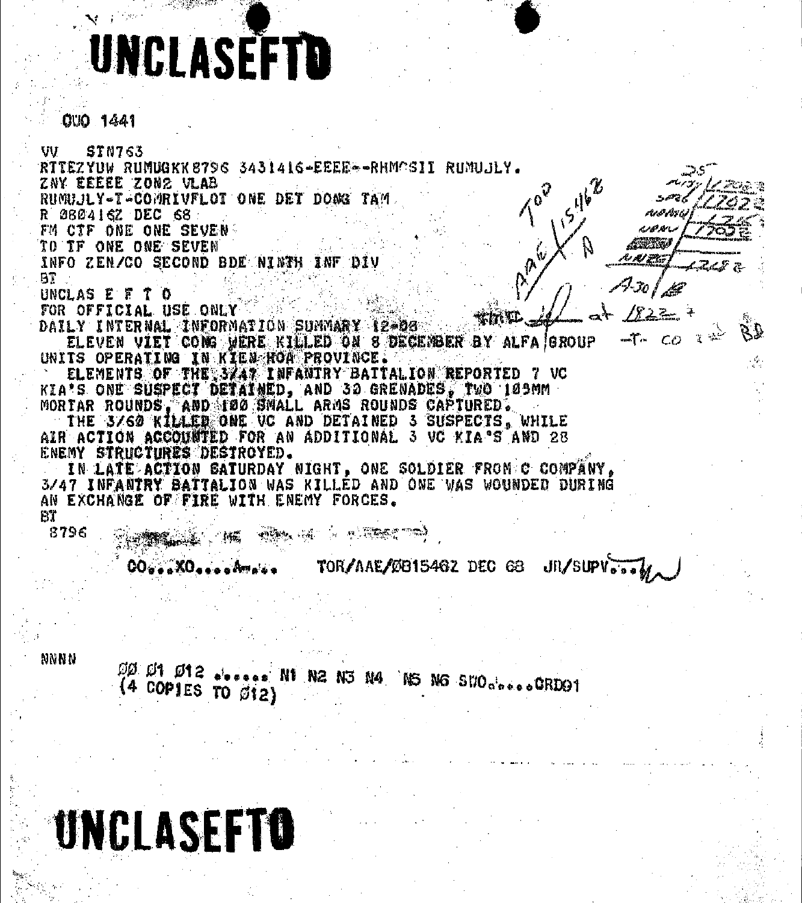UNCLASEFTO

OUO 1441

VV STN763
RTTEZYUW RUMUGKK8796 3431416-EEEE--RHMCSII RUMUJLY.
ZNY EEEEE ZON2 VLAB
RUMUJLY-T-COMRIVFLOT ONE DET DONG TAM
R 080416Z DEC 68
FM CTF ONE ONE SEVEN
TO TF ONE ONE SEVEN
INFO ZEN/CO SECOND BDE NINTH INF DIV
BT
UNCLAS E F T O
FOR OFFICIAL USE ONLY
DAILY INTERNAL INFORMATION SUMMARY 12-08

ELEVEN VIET CONG WERE KILLED ON 8 DECEMBER BY ALFA GROUP UNITS OPERATING IN KIEN HOA PROVINCE.

ELEMENTS OF THE 3/47 INFANTRY BATTALION REPORTED 7 VC KIA'S ONE SUSPECT DETAINED, AND 30 GRENADES, TWO 109MM MORTAR ROUNDS, AND 100 SMALL ARMS ROUNDS CAPTURED.

THE 3/60 KILLED ONE VC AND DETAINED 3 SUSPECTS, WHILE AIR ACTION ACCOUNTED FOR AN ADDITIONAL 3 VC KIA'S AND 28 ENEMY STRUCTURES DESTROYED.

IN LATE ACTION SATURDAY NIGHT, ONE SOLDIER FROM C COMPANY, 3/47 INFANTRY BATTALION WAS KILLED AND ONE WAS WOUNDED DURING AN EXCHANGE OF FIRE WITH ENEMY FORCES.

BT
8796

CO....XO....A....   TOR/AAE/081546Z DEC 68   JR/SUPV....

NNNN
00 01 012 ...... N1 N2 N3 N4 N5 N6 SWO......CRD01
(4 COPIES TO 012)

UNCLASEFTO